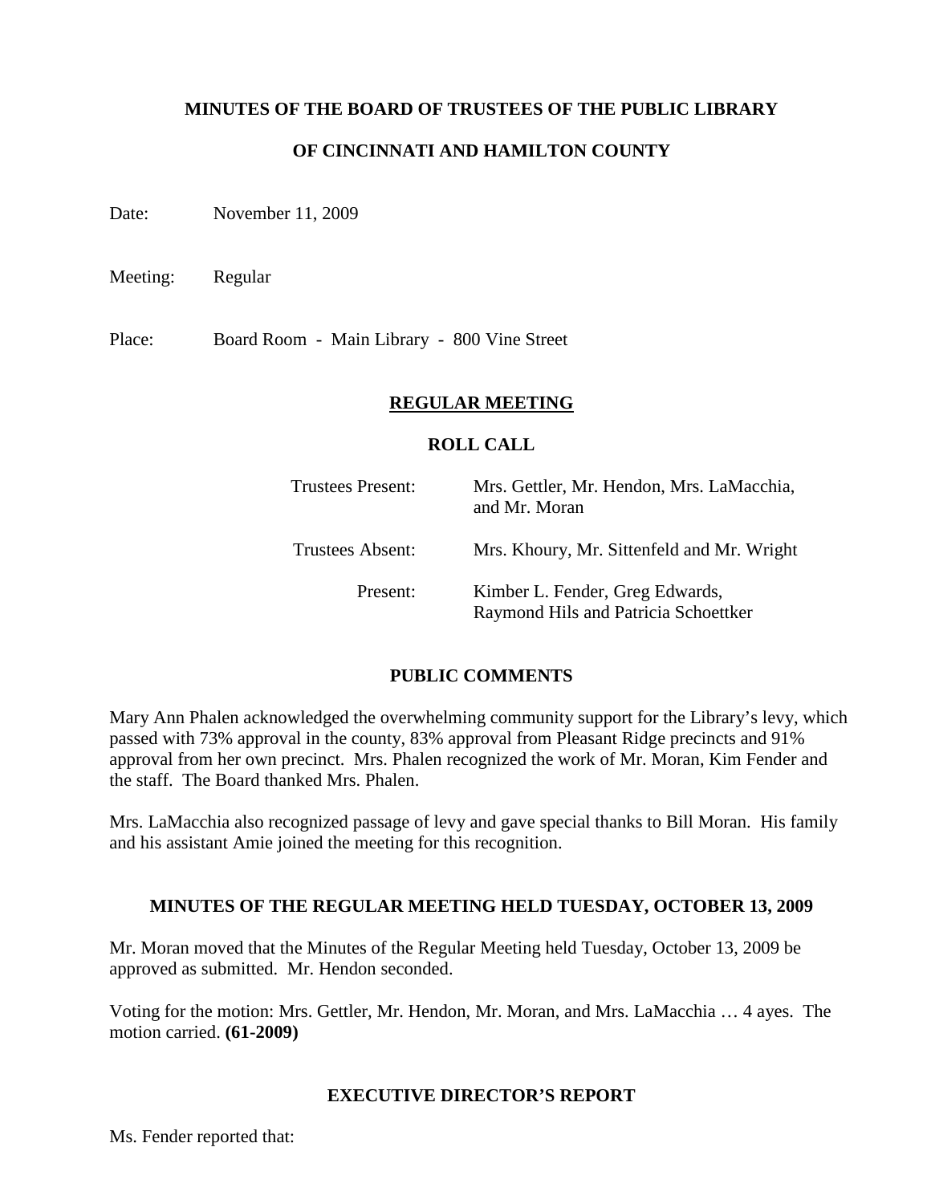# MINUTES OF THE BOARD OF TRUSTEES OF THE PUBLIC LIBRARY

# OF CINCINNATI AND HAMILTON COUNTY

Date: November 11, 2009

Meeting: Regular

Place: Board Room - Main Library - 800 Vine Street

## REGULAR MEETING

### ROLL CALL

| | |
|---|---|
| Trustees Present: | Mrs. Gettler, Mr. Hendon, Mrs. LaMacchia, and Mr. Moran |
| Trustees Absent: | Mrs. Khoury, Mr. Sittenfeld and Mr. Wright |
| Present: | Kimber L. Fender, Greg Edwards, Raymond Hils and Patricia Schoettker |

### PUBLIC COMMENTS

Mary Ann Phalen acknowledged the overwhelming community support for the Library's levy, which passed with 73% approval in the county, 83% approval from Pleasant Ridge precincts and 91% approval from her own precinct. Mrs. Phalen recognized the work of Mr. Moran, Kim Fender and the staff. The Board thanked Mrs. Phalen.

Mrs. LaMacchia also recognized passage of levy and gave special thanks to Bill Moran. His family and his assistant Amie joined the meeting for this recognition.

### MINUTES OF THE REGULAR MEETING HELD TUESDAY, OCTOBER 13, 2009

Mr. Moran moved that the Minutes of the Regular Meeting held Tuesday, October 13, 2009 be approved as submitted. Mr. Hendon seconded.

Voting for the motion: Mrs. Gettler, Mr. Hendon, Mr. Moran, and Mrs. LaMacchia … 4 ayes. The motion carried. **(61-2009)**

### EXECUTIVE DIRECTOR'S REPORT

Ms. Fender reported that: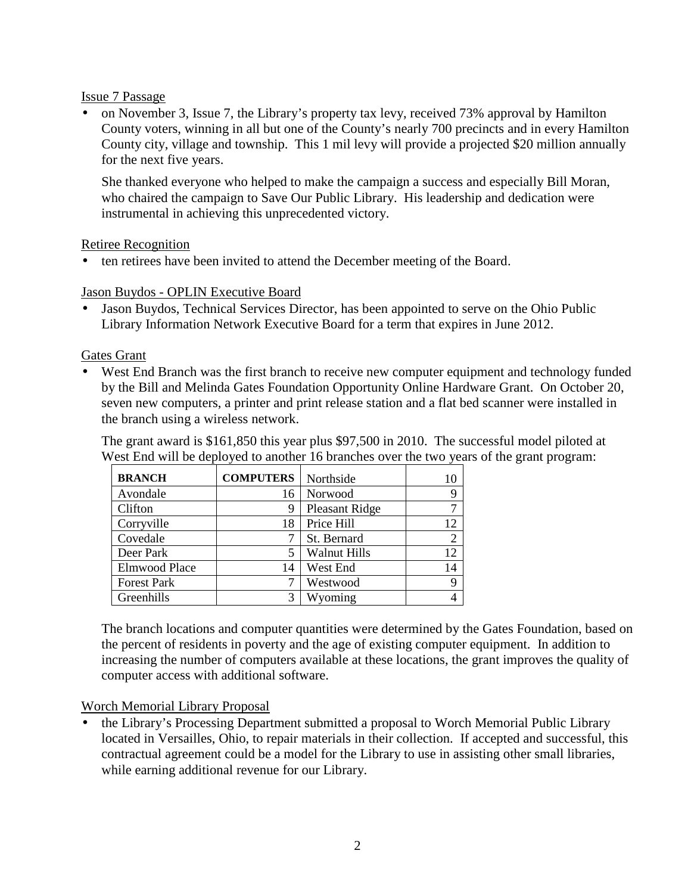Issue 7 Passage

- on November 3, Issue 7, the Library's property tax levy, received 73% approval by Hamilton County voters, winning in all but one of the County's nearly 700 precincts and in every Hamilton County city, village and township. This 1 mil levy will provide a projected $20 million annually for the next five years.

  She thanked everyone who helped to make the campaign a success and especially Bill Moran, who chaired the campaign to Save Our Public Library. His leadership and dedication were instrumental in achieving this unprecedented victory.

Retiree Recognition

- ten retirees have been invited to attend the December meeting of the Board.

Jason Buydos - OPLIN Executive Board

- Jason Buydos, Technical Services Director, has been appointed to serve on the Ohio Public Library Information Network Executive Board for a term that expires in June 2012.

Gates Grant

- West End Branch was the first branch to receive new computer equipment and technology funded by the Bill and Melinda Gates Foundation Opportunity Online Hardware Grant. On October 20, seven new computers, a printer and print release station and a flat bed scanner were installed in the branch using a wireless network.

  The grant award is $161,850 this year plus $97,500 in 2010. The successful model piloted at West End will be deployed to another 16 branches over the two years of the grant program:

| **BRANCH** | **COMPUTERS** | Northside | 10 |
|---|---|---|---|
| Avondale | 16 | Norwood | 9 |
| Clifton | 9 | Pleasant Ridge | 7 |
| Corryville | 18 | Price Hill | 12 |
| Covedale | 7 | St. Bernard | 2 |
| Deer Park | 5 | Walnut Hills | 12 |
| Elmwood Place | 14 | West End | 14 |
| Forest Park | 7 | Westwood | 9 |
| Greenhills | 3 | Wyoming | 4 |

  The branch locations and computer quantities were determined by the Gates Foundation, based on the percent of residents in poverty and the age of existing computer equipment. In addition to increasing the number of computers available at these locations, the grant improves the quality of computer access with additional software.

Worch Memorial Library Proposal

- the Library's Processing Department submitted a proposal to Worch Memorial Public Library located in Versailles, Ohio, to repair materials in their collection. If accepted and successful, this contractual agreement could be a model for the Library to use in assisting other small libraries, while earning additional revenue for our Library.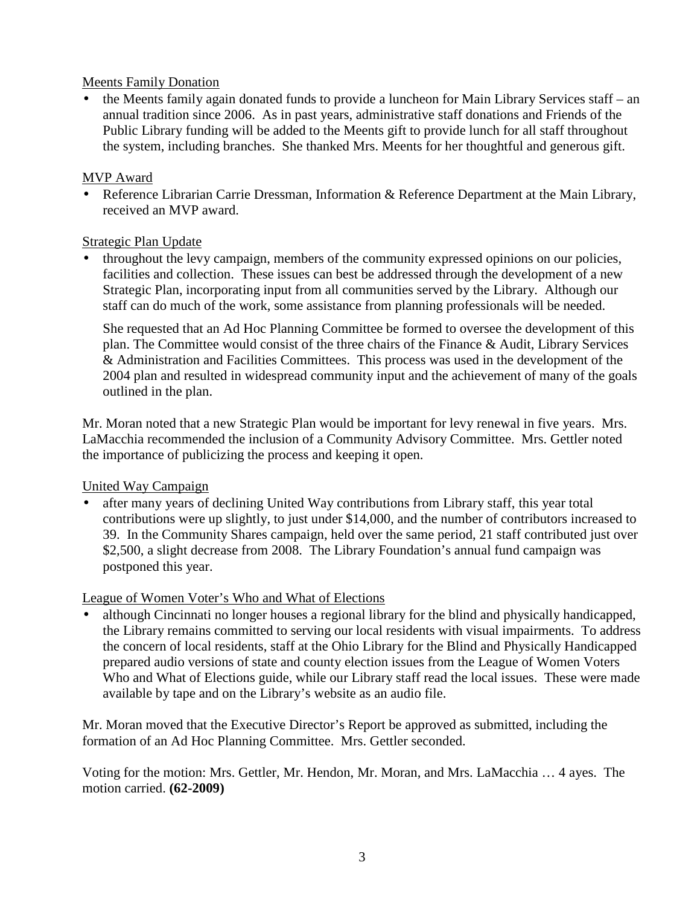<u>Meents Family Donation</u>

- the Meents family again donated funds to provide a luncheon for Main Library Services staff – an annual tradition since 2006. As in past years, administrative staff donations and Friends of the Public Library funding will be added to the Meents gift to provide lunch for all staff throughout the system, including branches. She thanked Mrs. Meents for her thoughtful and generous gift.

<u>MVP Award</u>

- Reference Librarian Carrie Dressman, Information & Reference Department at the Main Library, received an MVP award.

<u>Strategic Plan Update</u>

- throughout the levy campaign, members of the community expressed opinions on our policies, facilities and collection. These issues can best be addressed through the development of a new Strategic Plan, incorporating input from all communities served by the Library. Although our staff can do much of the work, some assistance from planning professionals will be needed.

  She requested that an Ad Hoc Planning Committee be formed to oversee the development of this plan. The Committee would consist of the three chairs of the Finance & Audit, Library Services & Administration and Facilities Committees. This process was used in the development of the 2004 plan and resulted in widespread community input and the achievement of many of the goals outlined in the plan.

Mr. Moran noted that a new Strategic Plan would be important for levy renewal in five years. Mrs. LaMacchia recommended the inclusion of a Community Advisory Committee. Mrs. Gettler noted the importance of publicizing the process and keeping it open.

<u>United Way Campaign</u>

- after many years of declining United Way contributions from Library staff, this year total contributions were up slightly, to just under $14,000, and the number of contributors increased to 39. In the Community Shares campaign, held over the same period, 21 staff contributed just over $2,500, a slight decrease from 2008. The Library Foundation's annual fund campaign was postponed this year.

<u>League of Women Voter's Who and What of Elections</u>

- although Cincinnati no longer houses a regional library for the blind and physically handicapped, the Library remains committed to serving our local residents with visual impairments. To address the concern of local residents, staff at the Ohio Library for the Blind and Physically Handicapped prepared audio versions of state and county election issues from the League of Women Voters Who and What of Elections guide, while our Library staff read the local issues. These were made available by tape and on the Library's website as an audio file.

Mr. Moran moved that the Executive Director's Report be approved as submitted, including the formation of an Ad Hoc Planning Committee. Mrs. Gettler seconded.

Voting for the motion: Mrs. Gettler, Mr. Hendon, Mr. Moran, and Mrs. LaMacchia … 4 ayes. The motion carried. **(62-2009)**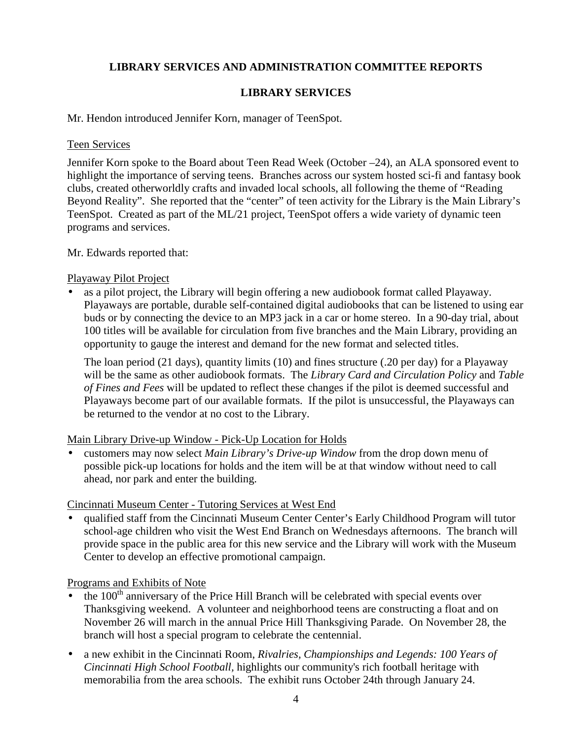## LIBRARY SERVICES AND ADMINISTRATION COMMITTEE REPORTS

### LIBRARY SERVICES

Mr. Hendon introduced Jennifer Korn, manager of TeenSpot.

Teen Services

Jennifer Korn spoke to the Board about Teen Read Week (October –24), an ALA sponsored event to highlight the importance of serving teens. Branches across our system hosted sci-fi and fantasy book clubs, created otherworldly crafts and invaded local schools, all following the theme of "Reading Beyond Reality". She reported that the "center" of teen activity for the Library is the Main Library's TeenSpot. Created as part of the ML/21 project, TeenSpot offers a wide variety of dynamic teen programs and services.

Mr. Edwards reported that:

Playaway Pilot Project

- as a pilot project, the Library will begin offering a new audiobook format called Playaway. Playaways are portable, durable self-contained digital audiobooks that can be listened to using ear buds or by connecting the device to an MP3 jack in a car or home stereo. In a 90-day trial, about 100 titles will be available for circulation from five branches and the Main Library, providing an opportunity to gauge the interest and demand for the new format and selected titles.

  The loan period (21 days), quantity limits (10) and fines structure (.20 per day) for a Playaway will be the same as other audiobook formats. The *Library Card and Circulation Policy* and *Table of Fines and Fees* will be updated to reflect these changes if the pilot is deemed successful and Playaways become part of our available formats. If the pilot is unsuccessful, the Playaways can be returned to the vendor at no cost to the Library.

Main Library Drive-up Window - Pick-Up Location for Holds

- customers may now select *Main Library's Drive-up Window* from the drop down menu of possible pick-up locations for holds and the item will be at that window without need to call ahead, nor park and enter the building.

Cincinnati Museum Center - Tutoring Services at West End

- qualified staff from the Cincinnati Museum Center Center's Early Childhood Program will tutor school-age children who visit the West End Branch on Wednesdays afternoons. The branch will provide space in the public area for this new service and the Library will work with the Museum Center to develop an effective promotional campaign.

Programs and Exhibits of Note

- the 100th anniversary of the Price Hill Branch will be celebrated with special events over Thanksgiving weekend. A volunteer and neighborhood teens are constructing a float and on November 26 will march in the annual Price Hill Thanksgiving Parade. On November 28, the branch will host a special program to celebrate the centennial.
- a new exhibit in the Cincinnati Room, *Rivalries, Championships and Legends: 100 Years of Cincinnati High School Football,* highlights our community's rich football heritage with memorabilia from the area schools. The exhibit runs October 24th through January 24.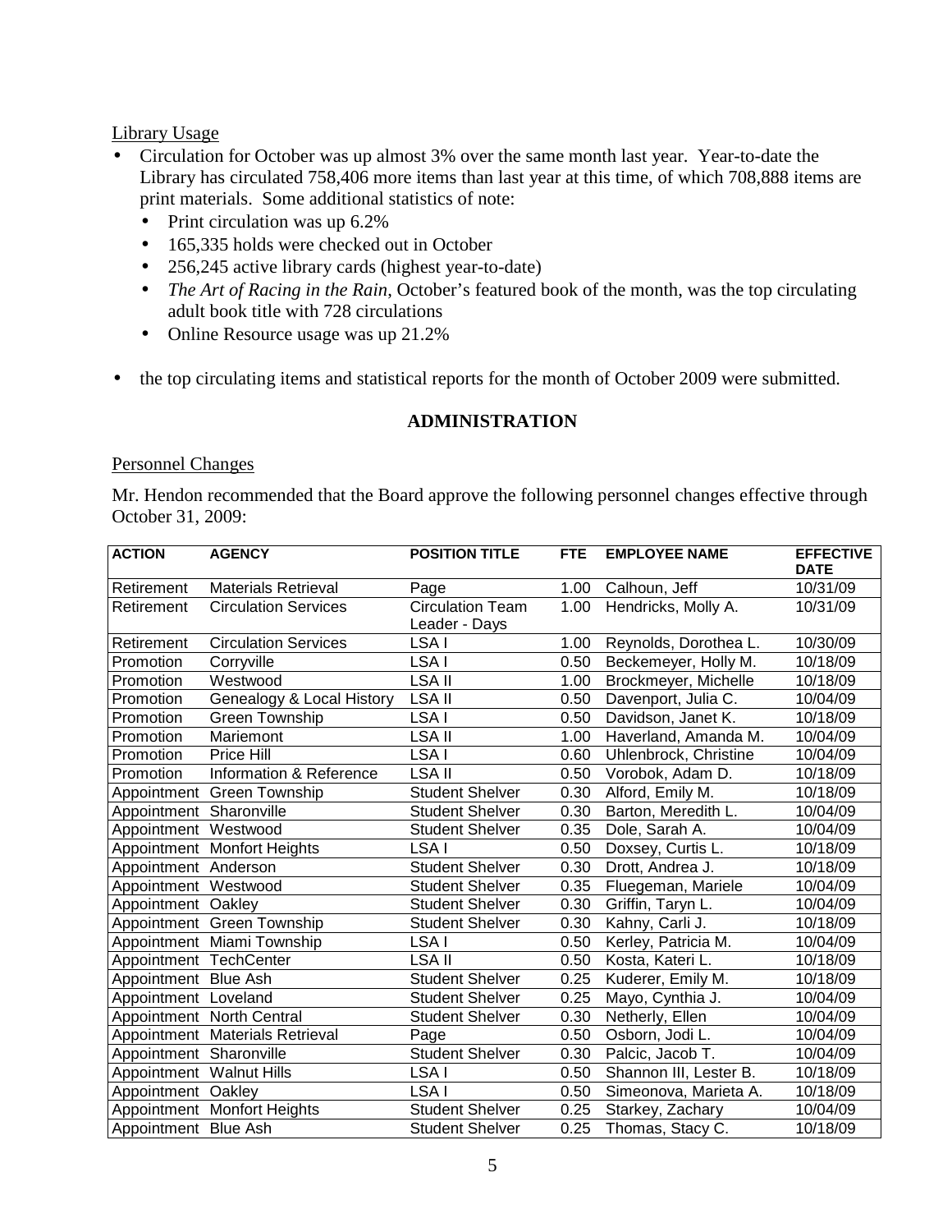Library Usage

- Circulation for October was up almost 3% over the same month last year. Year-to-date the Library has circulated 758,406 more items than last year at this time, of which 708,888 items are print materials. Some additional statistics of note:
  - Print circulation was up 6.2%
  - 165,335 holds were checked out in October
  - 256,245 active library cards (highest year-to-date)
  - *The Art of Racing in the Rain*, October's featured book of the month, was the top circulating adult book title with 728 circulations
  - Online Resource usage was up 21.2%

- the top circulating items and statistical reports for the month of October 2009 were submitted.

## ADMINISTRATION

Personnel Changes

Mr. Hendon recommended that the Board approve the following personnel changes effective through October 31, 2009:

| ACTION | AGENCY | POSITION TITLE | FTE | EMPLOYEE NAME | EFFECTIVE DATE |
|---|---|---|---|---|---|
| Retirement | Materials Retrieval | Page | 1.00 | Calhoun, Jeff | 10/31/09 |
| Retirement | Circulation Services | Circulation Team Leader - Days | 1.00 | Hendricks, Molly A. | 10/31/09 |
| Retirement | Circulation Services | LSA I | 1.00 | Reynolds, Dorothea L. | 10/30/09 |
| Promotion | Corryville | LSA I | 0.50 | Beckemeyer, Holly M. | 10/18/09 |
| Promotion | Westwood | LSA II | 1.00 | Brockmeyer, Michelle | 10/18/09 |
| Promotion | Genealogy & Local History | LSA II | 0.50 | Davenport, Julia C. | 10/04/09 |
| Promotion | Green Township | LSA I | 0.50 | Davidson, Janet K. | 10/18/09 |
| Promotion | Mariemont | LSA II | 1.00 | Haverland, Amanda M. | 10/04/09 |
| Promotion | Price Hill | LSA I | 0.60 | Uhlenbrock, Christine | 10/04/09 |
| Promotion | Information & Reference | LSA II | 0.50 | Vorobok, Adam D. | 10/18/09 |
| Appointment | Green Township | Student Shelver | 0.30 | Alford, Emily M. | 10/18/09 |
| Appointment | Sharonville | Student Shelver | 0.30 | Barton, Meredith L. | 10/04/09 |
| Appointment | Westwood | Student Shelver | 0.35 | Dole, Sarah A. | 10/04/09 |
| Appointment | Monfort Heights | LSA I | 0.50 | Doxsey, Curtis L. | 10/18/09 |
| Appointment | Anderson | Student Shelver | 0.30 | Drott, Andrea J. | 10/18/09 |
| Appointment | Westwood | Student Shelver | 0.35 | Fluegeman, Mariele | 10/04/09 |
| Appointment | Oakley | Student Shelver | 0.30 | Griffin, Taryn L. | 10/04/09 |
| Appointment | Green Township | Student Shelver | 0.30 | Kahny, Carli J. | 10/18/09 |
| Appointment | Miami Township | LSA I | 0.50 | Kerley, Patricia M. | 10/04/09 |
| Appointment | TechCenter | LSA II | 0.50 | Kosta, Kateri L. | 10/18/09 |
| Appointment | Blue Ash | Student Shelver | 0.25 | Kuderer, Emily M. | 10/18/09 |
| Appointment | Loveland | Student Shelver | 0.25 | Mayo, Cynthia J. | 10/04/09 |
| Appointment | North Central | Student Shelver | 0.30 | Netherly, Ellen | 10/04/09 |
| Appointment | Materials Retrieval | Page | 0.50 | Osborn, Jodi L. | 10/04/09 |
| Appointment | Sharonville | Student Shelver | 0.30 | Palcic, Jacob T. | 10/04/09 |
| Appointment | Walnut Hills | LSA I | 0.50 | Shannon III, Lester B. | 10/18/09 |
| Appointment | Oakley | LSA I | 0.50 | Simeonova, Marieta A. | 10/18/09 |
| Appointment | Monfort Heights | Student Shelver | 0.25 | Starkey, Zachary | 10/04/09 |
| Appointment | Blue Ash | Student Shelver | 0.25 | Thomas, Stacy C. | 10/18/09 |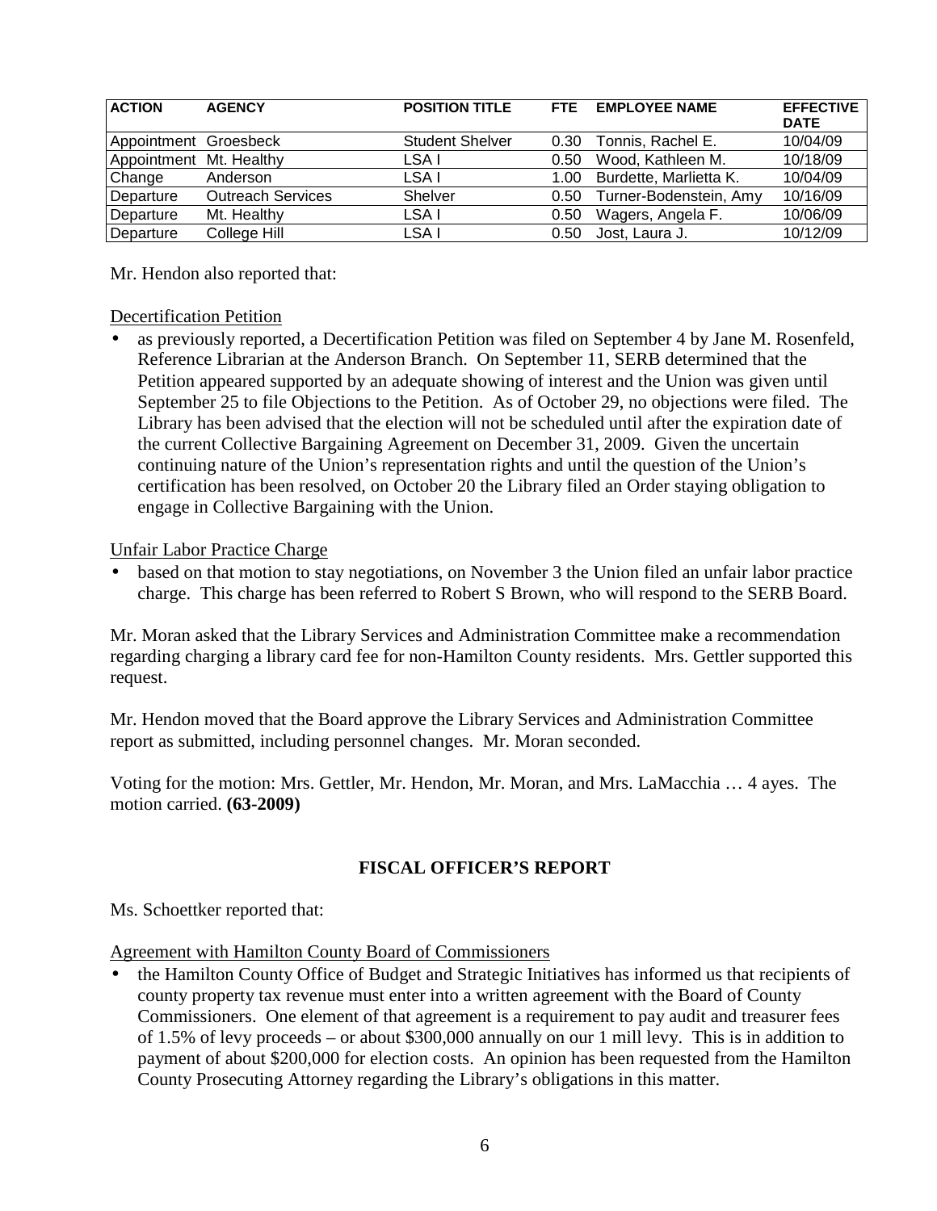| ACTION | AGENCY | POSITION TITLE | FTE | EMPLOYEE NAME | EFFECTIVE DATE |
|---|---|---|---|---|---|
| Appointment | Groesbeck | Student Shelver | 0.30 | Tonnis, Rachel E. | 10/04/09 |
| Appointment | Mt. Healthy | LSA I | 0.50 | Wood, Kathleen M. | 10/18/09 |
| Change | Anderson | LSA I | 1.00 | Burdette, Marlietta K. | 10/04/09 |
| Departure | Outreach Services | Shelver | 0.50 | Turner-Bodenstein, Amy | 10/16/09 |
| Departure | Mt. Healthy | LSA I | 0.50 | Wagers, Angela F. | 10/06/09 |
| Departure | College Hill | LSA I | 0.50 | Jost, Laura J. | 10/12/09 |

Mr. Hendon also reported that:

Decertification Petition

- as previously reported, a Decertification Petition was filed on September 4 by Jane M. Rosenfeld, Reference Librarian at the Anderson Branch. On September 11, SERB determined that the Petition appeared supported by an adequate showing of interest and the Union was given until September 25 to file Objections to the Petition. As of October 29, no objections were filed. The Library has been advised that the election will not be scheduled until after the expiration date of the current Collective Bargaining Agreement on December 31, 2009. Given the uncertain continuing nature of the Union's representation rights and until the question of the Union's certification has been resolved, on October 20 the Library filed an Order staying obligation to engage in Collective Bargaining with the Union.

Unfair Labor Practice Charge

- based on that motion to stay negotiations, on November 3 the Union filed an unfair labor practice charge. This charge has been referred to Robert S Brown, who will respond to the SERB Board.

Mr. Moran asked that the Library Services and Administration Committee make a recommendation regarding charging a library card fee for non-Hamilton County residents. Mrs. Gettler supported this request.

Mr. Hendon moved that the Board approve the Library Services and Administration Committee report as submitted, including personnel changes. Mr. Moran seconded.

Voting for the motion: Mrs. Gettler, Mr. Hendon, Mr. Moran, and Mrs. LaMacchia … 4 ayes. The motion carried. **(63-2009)**

## FISCAL OFFICER'S REPORT

Ms. Schoettker reported that:

Agreement with Hamilton County Board of Commissioners

- the Hamilton County Office of Budget and Strategic Initiatives has informed us that recipients of county property tax revenue must enter into a written agreement with the Board of County Commissioners. One element of that agreement is a requirement to pay audit and treasurer fees of 1.5% of levy proceeds – or about $300,000 annually on our 1 mill levy. This is in addition to payment of about $200,000 for election costs. An opinion has been requested from the Hamilton County Prosecuting Attorney regarding the Library's obligations in this matter.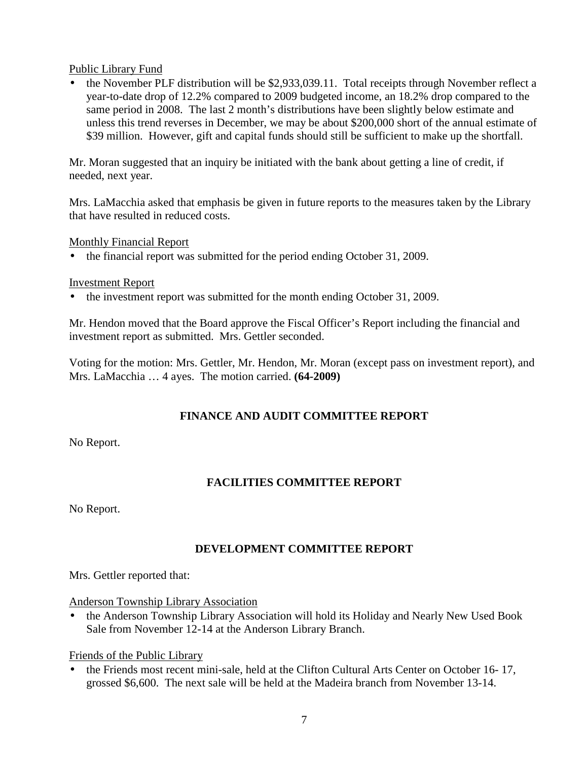Public Library Fund

- the November PLF distribution will be $2,933,039.11. Total receipts through November reflect a year-to-date drop of 12.2% compared to 2009 budgeted income, an 18.2% drop compared to the same period in 2008. The last 2 month's distributions have been slightly below estimate and unless this trend reverses in December, we may be about $200,000 short of the annual estimate of $39 million. However, gift and capital funds should still be sufficient to make up the shortfall.

Mr. Moran suggested that an inquiry be initiated with the bank about getting a line of credit, if needed, next year.

Mrs. LaMacchia asked that emphasis be given in future reports to the measures taken by the Library that have resulted in reduced costs.

Monthly Financial Report

- the financial report was submitted for the period ending October 31, 2009.

Investment Report

- the investment report was submitted for the month ending October 31, 2009.

Mr. Hendon moved that the Board approve the Fiscal Officer's Report including the financial and investment report as submitted. Mrs. Gettler seconded.

Voting for the motion: Mrs. Gettler, Mr. Hendon, Mr. Moran (except pass on investment report), and Mrs. LaMacchia … 4 ayes. The motion carried. **(64-2009)**

## FINANCE AND AUDIT COMMITTEE REPORT

No Report.

## FACILITIES COMMITTEE REPORT

No Report.

## DEVELOPMENT COMMITTEE REPORT

Mrs. Gettler reported that:

Anderson Township Library Association

- the Anderson Township Library Association will hold its Holiday and Nearly New Used Book Sale from November 12-14 at the Anderson Library Branch.

Friends of the Public Library

- the Friends most recent mini-sale, held at the Clifton Cultural Arts Center on October 16- 17, grossed $6,600. The next sale will be held at the Madeira branch from November 13-14.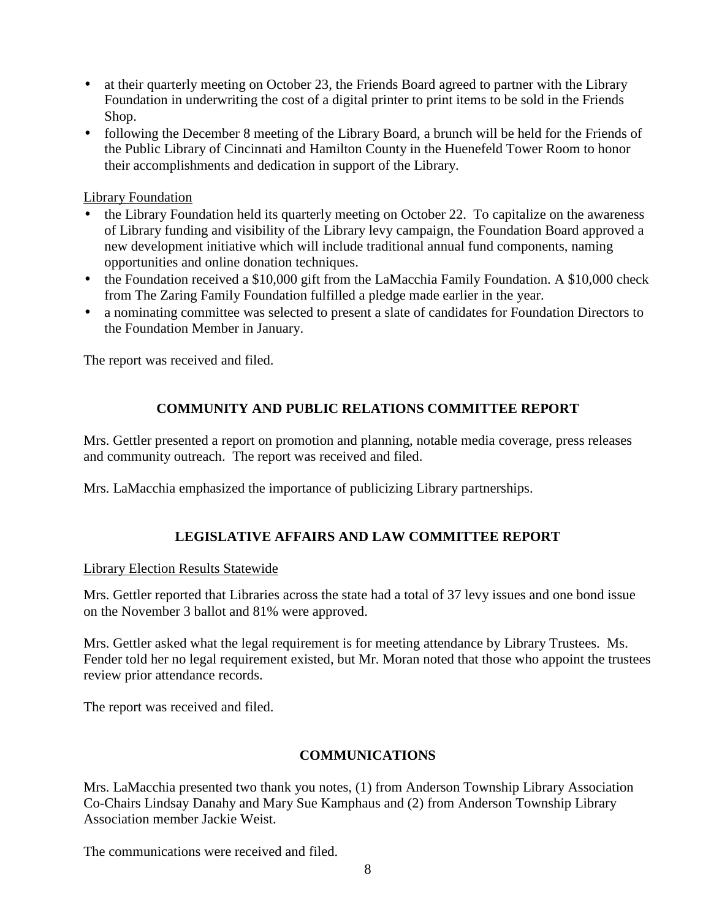- at their quarterly meeting on October 23, the Friends Board agreed to partner with the Library Foundation in underwriting the cost of a digital printer to print items to be sold in the Friends Shop.
- following the December 8 meeting of the Library Board, a brunch will be held for the Friends of the Public Library of Cincinnati and Hamilton County in the Huenefeld Tower Room to honor their accomplishments and dedication in support of the Library.

Library Foundation

- the Library Foundation held its quarterly meeting on October 22. To capitalize on the awareness of Library funding and visibility of the Library levy campaign, the Foundation Board approved a new development initiative which will include traditional annual fund components, naming opportunities and online donation techniques.
- the Foundation received a $10,000 gift from the LaMacchia Family Foundation. A $10,000 check from The Zaring Family Foundation fulfilled a pledge made earlier in the year.
- a nominating committee was selected to present a slate of candidates for Foundation Directors to the Foundation Member in January.

The report was received and filed.

## COMMUNITY AND PUBLIC RELATIONS COMMITTEE REPORT

Mrs. Gettler presented a report on promotion and planning, notable media coverage, press releases and community outreach. The report was received and filed.

Mrs. LaMacchia emphasized the importance of publicizing Library partnerships.

## LEGISLATIVE AFFAIRS AND LAW COMMITTEE REPORT

Library Election Results Statewide

Mrs. Gettler reported that Libraries across the state had a total of 37 levy issues and one bond issue on the November 3 ballot and 81% were approved.

Mrs. Gettler asked what the legal requirement is for meeting attendance by Library Trustees. Ms. Fender told her no legal requirement existed, but Mr. Moran noted that those who appoint the trustees review prior attendance records.

The report was received and filed.

## COMMUNICATIONS

Mrs. LaMacchia presented two thank you notes, (1) from Anderson Township Library Association Co-Chairs Lindsay Danahy and Mary Sue Kamphaus and (2) from Anderson Township Library Association member Jackie Weist.

The communications were received and filed.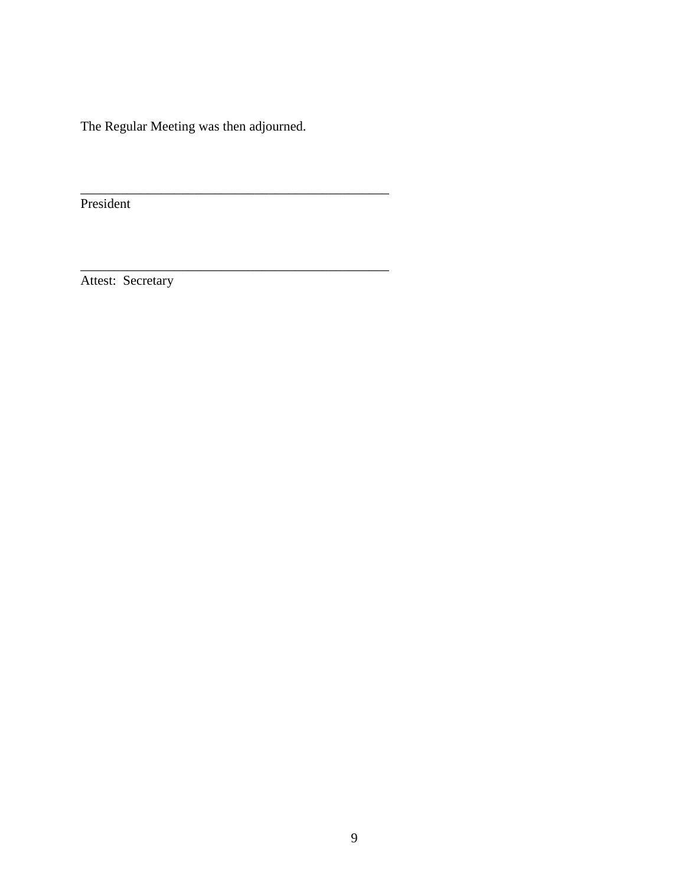The Regular Meeting was then adjourned.

_______________________________________________
President

_______________________________________________
Attest:  Secretary